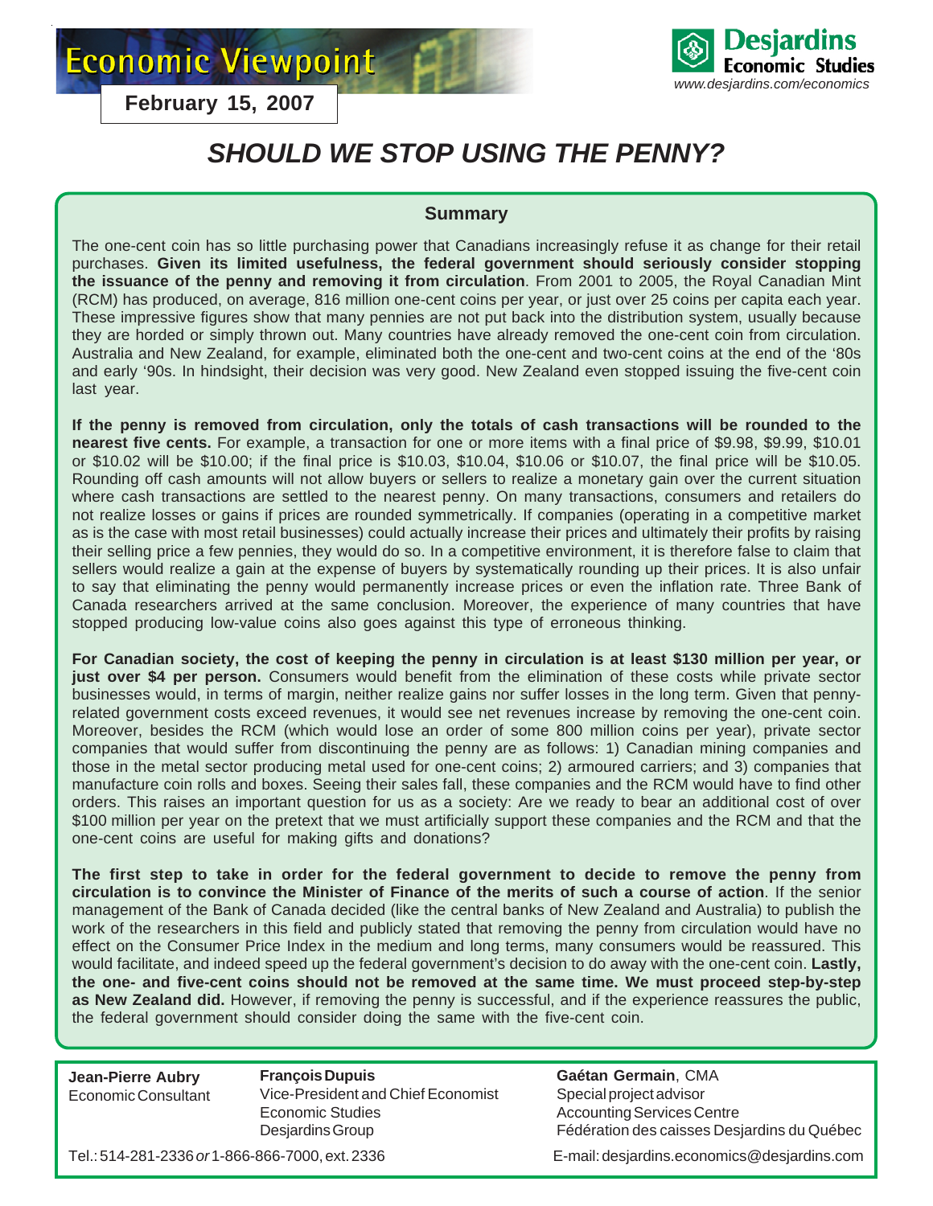Economic Viewpoint

February 15, 2007

Desjardins
Economic Studies
www.desjardins.com/economics

# SHOULD WE STOP USING THE PENNY?

## Summary

The one-cent coin has so little purchasing power that Canadians increasingly refuse it as change for their retail purchases. **Given its limited usefulness, the federal government should seriously consider stopping the issuance of the penny and removing it from circulation**. From 2001 to 2005, the Royal Canadian Mint (RCM) has produced, on average, 816 million one-cent coins per year, or just over 25 coins per capita each year. These impressive figures show that many pennies are not put back into the distribution system, usually because they are horded or simply thrown out. Many countries have already removed the one-cent coin from circulation. Australia and New Zealand, for example, eliminated both the one-cent and two-cent coins at the end of the '80s and early '90s. In hindsight, their decision was very good. New Zealand even stopped issuing the five-cent coin last year.

**If the penny is removed from circulation, only the totals of cash transactions will be rounded to the nearest five cents.** For example, a transaction for one or more items with a final price of $9.98, $9.99, $10.01 or $10.02 will be $10.00; if the final price is $10.03, $10.04, $10.06 or $10.07, the final price will be $10.05. Rounding off cash amounts will not allow buyers or sellers to realize a monetary gain over the current situation where cash transactions are settled to the nearest penny. On many transactions, consumers and retailers do not realize losses or gains if prices are rounded symmetrically. If companies (operating in a competitive market as is the case with most retail businesses) could actually increase their prices and ultimately their profits by raising their selling price a few pennies, they would do so. In a competitive environment, it is therefore false to claim that sellers would realize a gain at the expense of buyers by systematically rounding up their prices. It is also unfair to say that eliminating the penny would permanently increase prices or even the inflation rate. Three Bank of Canada researchers arrived at the same conclusion. Moreover, the experience of many countries that have stopped producing low-value coins also goes against this type of erroneous thinking.

**For Canadian society, the cost of keeping the penny in circulation is at least $130 million per year, or just over $4 per person.** Consumers would benefit from the elimination of these costs while private sector businesses would, in terms of margin, neither realize gains nor suffer losses in the long term. Given that penny-related government costs exceed revenues, it would see net revenues increase by removing the one-cent coin. Moreover, besides the RCM (which would lose an order of some 800 million coins per year), private sector companies that would suffer from discontinuing the penny are as follows: 1) Canadian mining companies and those in the metal sector producing metal used for one-cent coins; 2) armoured carriers; and 3) companies that manufacture coin rolls and boxes. Seeing their sales fall, these companies and the RCM would have to find other orders. This raises an important question for us as a society: Are we ready to bear an additional cost of over $100 million per year on the pretext that we must artificially support these companies and the RCM and that the one-cent coins are useful for making gifts and donations?

**The first step to take in order for the federal government to decide to remove the penny from circulation is to convince the Minister of Finance of the merits of such a course of action**. If the senior management of the Bank of Canada decided (like the central banks of New Zealand and Australia) to publish the work of the researchers in this field and publicly stated that removing the penny from circulation would have no effect on the Consumer Price Index in the medium and long terms, many consumers would be reassured. This would facilitate, and indeed speed up the federal government's decision to do away with the one-cent coin. **Lastly, the one- and five-cent coins should not be removed at the same time. We must proceed step-by-step as New Zealand did.** However, if removing the penny is successful, and if the experience reassures the public, the federal government should consider doing the same with the five-cent coin.

**Jean-Pierre Aubry**
Economic Consultant

**François Dupuis**
Vice-President and Chief Economist
Economic Studies
Desjardins Group

**Gaétan Germain**, CMA
Special project advisor
Accounting Services Centre
Fédération des caisses Desjardins du Québec

Tel.: 514-281-2336 *or* 1-866-866-7000, ext. 2336

E-mail: desjardins.economics@desjardins.com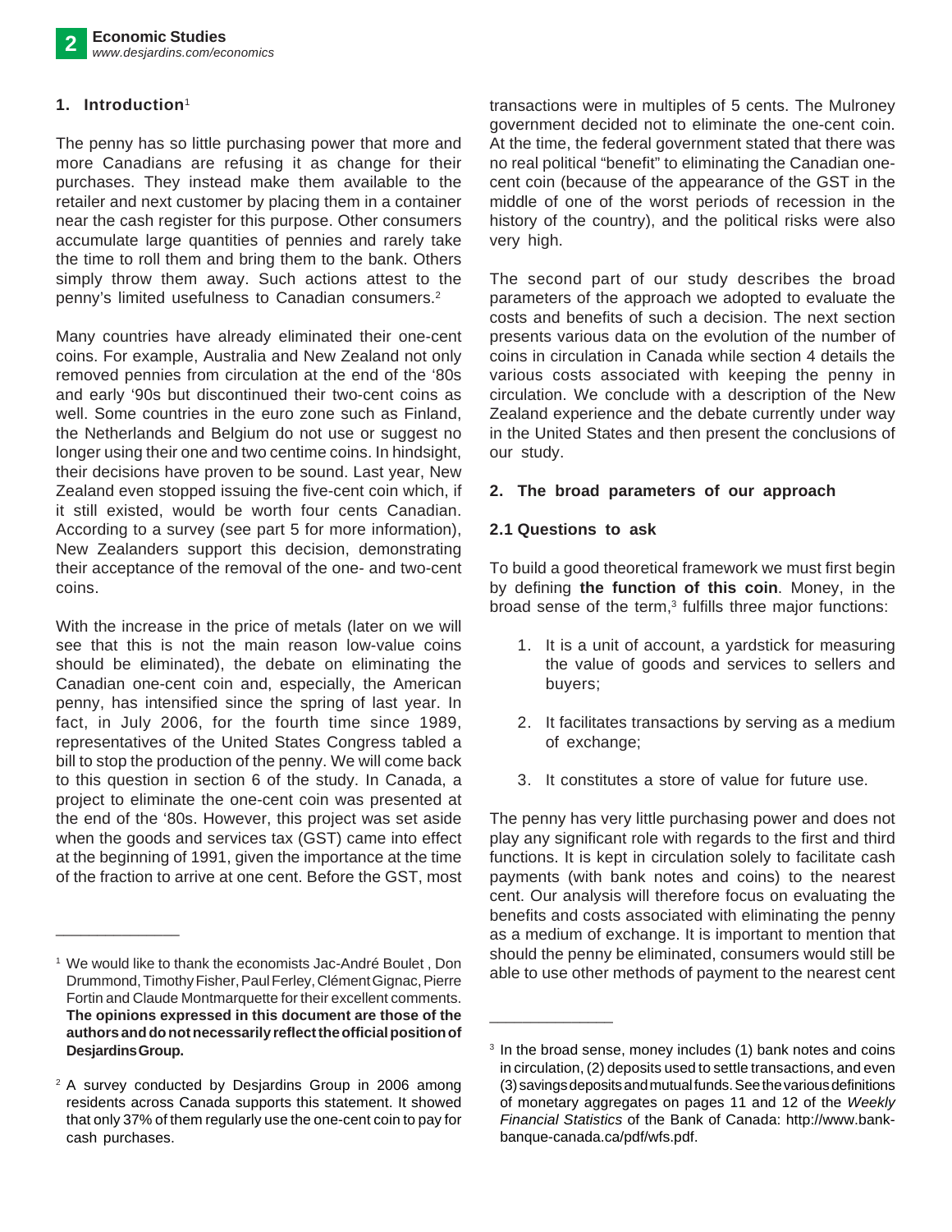## 1. Introduction[1]

The penny has so little purchasing power that more and more Canadians are refusing it as change for their purchases. They instead make them available to the retailer and next customer by placing them in a container near the cash register for this purpose. Other consumers accumulate large quantities of pennies and rarely take the time to roll them and bring them to the bank. Others simply throw them away. Such actions attest to the penny's limited usefulness to Canadian consumers.[2]

Many countries have already eliminated their one-cent coins. For example, Australia and New Zealand not only removed pennies from circulation at the end of the '80s and early '90s but discontinued their two-cent coins as well. Some countries in the euro zone such as Finland, the Netherlands and Belgium do not use or suggest no longer using their one and two centime coins. In hindsight, their decisions have proven to be sound. Last year, New Zealand even stopped issuing the five-cent coin which, if it still existed, would be worth four cents Canadian. According to a survey (see part 5 for more information), New Zealanders support this decision, demonstrating their acceptance of the removal of the one- and two-cent coins.

With the increase in the price of metals (later on we will see that this is not the main reason low-value coins should be eliminated), the debate on eliminating the Canadian one-cent coin and, especially, the American penny, has intensified since the spring of last year. In fact, in July 2006, for the fourth time since 1989, representatives of the United States Congress tabled a bill to stop the production of the penny. We will come back to this question in section 6 of the study. In Canada, a project to eliminate the one-cent coin was presented at the end of the '80s. However, this project was set aside when the goods and services tax (GST) came into effect at the beginning of 1991, given the importance at the time of the fraction to arrive at one cent. Before the GST, most transactions were in multiples of 5 cents. The Mulroney government decided not to eliminate the one-cent coin. At the time, the federal government stated that there was no real political "benefit" to eliminating the Canadian one-cent coin (because of the appearance of the GST in the middle of one of the worst periods of recession in the history of the country), and the political risks were also very high.

The second part of our study describes the broad parameters of the approach we adopted to evaluate the costs and benefits of such a decision. The next section presents various data on the evolution of the number of coins in circulation in Canada while section 4 details the various costs associated with keeping the penny in circulation. We conclude with a description of the New Zealand experience and the debate currently under way in the United States and then present the conclusions of our study.

## 2. The broad parameters of our approach

### 2.1 Questions to ask

To build a good theoretical framework we must first begin by defining **the function of this coin**. Money, in the broad sense of the term,[3] fulfills three major functions:

1. It is a unit of account, a yardstick for measuring the value of goods and services to sellers and buyers;
2. It facilitates transactions by serving as a medium of exchange;
3. It constitutes a store of value for future use.

The penny has very little purchasing power and does not play any significant role with regards to the first and third functions. It is kept in circulation solely to facilitate cash payments (with bank notes and coins) to the nearest cent. Our analysis will therefore focus on evaluating the benefits and costs associated with eliminating the penny as a medium of exchange. It is important to mention that should the penny be eliminated, consumers would still be able to use other methods of payment to the nearest cent

---

[1] We would like to thank the economists Jac-André Boulet , Don Drummond, Timothy Fisher, Paul Ferley, Clément Gignac, Pierre Fortin and Claude Montmarquette for their excellent comments. **The opinions expressed in this document are those of the authors and do not necessarily reflect the official position of Desjardins Group.**

[2] A survey conducted by Desjardins Group in 2006 among residents across Canada supports this statement. It showed that only 37% of them regularly use the one-cent coin to pay for cash purchases.

[3] In the broad sense, money includes (1) bank notes and coins in circulation, (2) deposits used to settle transactions, and even (3) savings deposits and mutual funds. See the various definitions of monetary aggregates on pages 11 and 12 of the *Weekly Financial Statistics* of the Bank of Canada: http://www.bank-banque-canada.ca/pdf/wfs.pdf.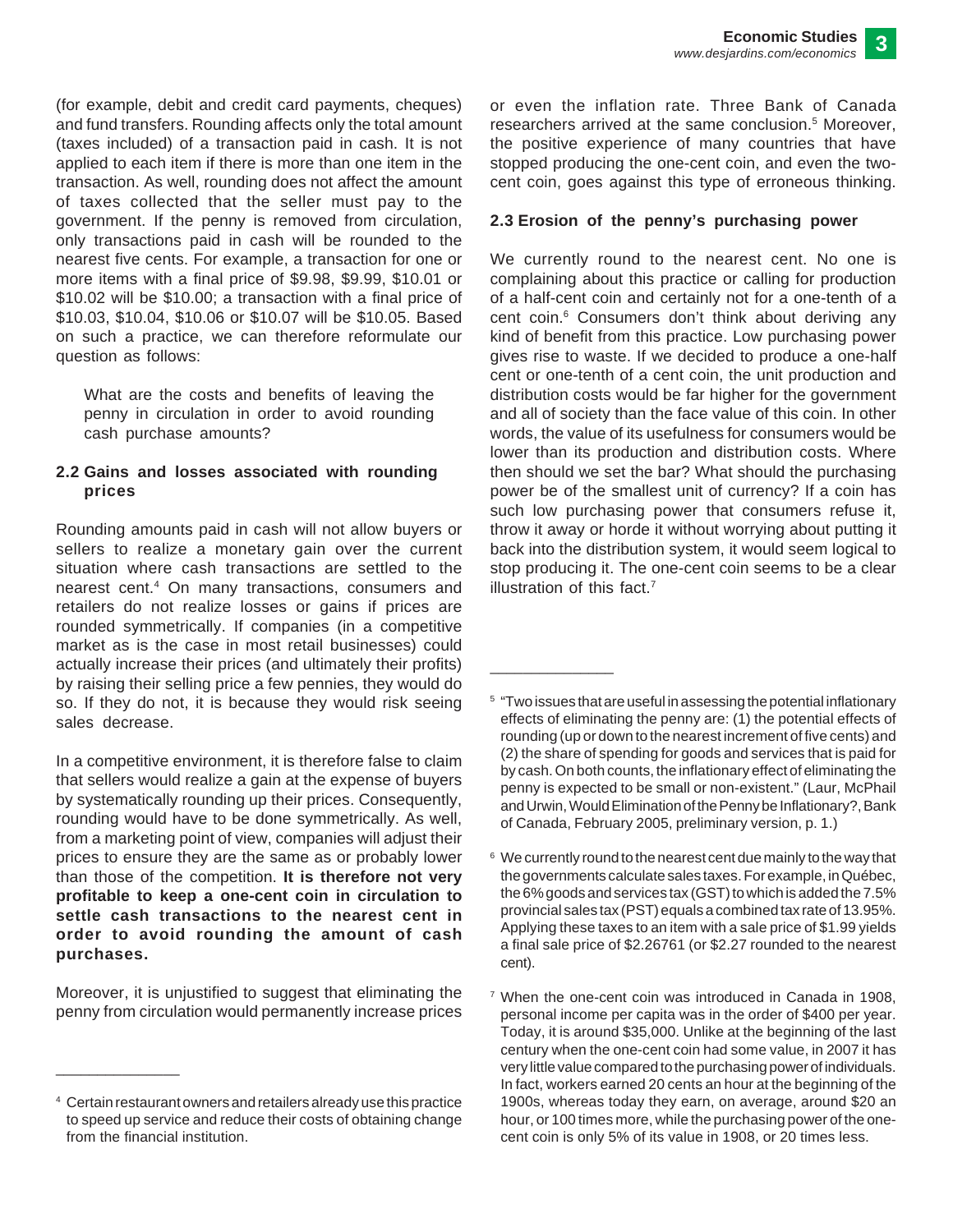(for example, debit and credit card payments, cheques) and fund transfers. Rounding affects only the total amount (taxes included) of a transaction paid in cash. It is not applied to each item if there is more than one item in the transaction. As well, rounding does not affect the amount of taxes collected that the seller must pay to the government. If the penny is removed from circulation, only transactions paid in cash will be rounded to the nearest five cents. For example, a transaction for one or more items with a final price of $9.98, $9.99, $10.01 or $10.02 will be $10.00; a transaction with a final price of $10.03, $10.04, $10.06 or $10.07 will be $10.05. Based on such a practice, we can therefore reformulate our question as follows:

> What are the costs and benefits of leaving the penny in circulation in order to avoid rounding cash purchase amounts?

### 2.2 Gains and losses associated with rounding prices

Rounding amounts paid in cash will not allow buyers or sellers to realize a monetary gain over the current situation where cash transactions are settled to the nearest cent.[4] On many transactions, consumers and retailers do not realize losses or gains if prices are rounded symmetrically. If companies (in a competitive market as is the case in most retail businesses) could actually increase their prices (and ultimately their profits) by raising their selling price a few pennies, they would do so. If they do not, it is because they would risk seeing sales decrease.

In a competitive environment, it is therefore false to claim that sellers would realize a gain at the expense of buyers by systematically rounding up their prices. Consequently, rounding would have to be done symmetrically. As well, from a marketing point of view, companies will adjust their prices to ensure they are the same as or probably lower than those of the competition. **It is therefore not very profitable to keep a one-cent coin in circulation to settle cash transactions to the nearest cent in order to avoid rounding the amount of cash purchases.**

Moreover, it is unjustified to suggest that eliminating the penny from circulation would permanently increase prices or even the inflation rate. Three Bank of Canada researchers arrived at the same conclusion.[5] Moreover, the positive experience of many countries that have stopped producing the one-cent coin, and even the two-cent coin, goes against this type of erroneous thinking.

### 2.3 Erosion of the penny's purchasing power

We currently round to the nearest cent. No one is complaining about this practice or calling for production of a half-cent coin and certainly not for a one-tenth of a cent coin.[6] Consumers don't think about deriving any kind of benefit from this practice. Low purchasing power gives rise to waste. If we decided to produce a one-half cent or one-tenth of a cent coin, the unit production and distribution costs would be far higher for the government and all of society than the face value of this coin. In other words, the value of its usefulness for consumers would be lower than its production and distribution costs. Where then should we set the bar? What should the purchasing power be of the smallest unit of currency? If a coin has such low purchasing power that consumers refuse it, throw it away or horde it without worrying about putting it back into the distribution system, it would seem logical to stop producing it. The one-cent coin seems to be a clear illustration of this fact.[7]

---

[4] Certain restaurant owners and retailers already use this practice to speed up service and reduce their costs of obtaining change from the financial institution.

[5] "Two issues that are useful in assessing the potential inflationary effects of eliminating the penny are: (1) the potential effects of rounding (up or down to the nearest increment of five cents) and (2) the share of spending for goods and services that is paid for by cash. On both counts, the inflationary effect of eliminating the penny is expected to be small or non-existent." (Laur, McPhail and Urwin, Would Elimination of the Penny be Inflationary?, Bank of Canada, February 2005, preliminary version, p. 1.)

[6] We currently round to the nearest cent due mainly to the way that the governments calculate sales taxes. For example, in Québec, the 6% goods and services tax (GST) to which is added the 7.5% provincial sales tax (PST) equals a combined tax rate of 13.95%. Applying these taxes to an item with a sale price of $1.99 yields a final sale price of $2.26761 (or $2.27 rounded to the nearest cent).

[7] When the one-cent coin was introduced in Canada in 1908, personal income per capita was in the order of $400 per year. Today, it is around $35,000. Unlike at the beginning of the last century when the one-cent coin had some value, in 2007 it has very little value compared to the purchasing power of individuals. In fact, workers earned 20 cents an hour at the beginning of the 1900s, whereas today they earn, on average, around $20 an hour, or 100 times more, while the purchasing power of the one-cent coin is only 5% of its value in 1908, or 20 times less.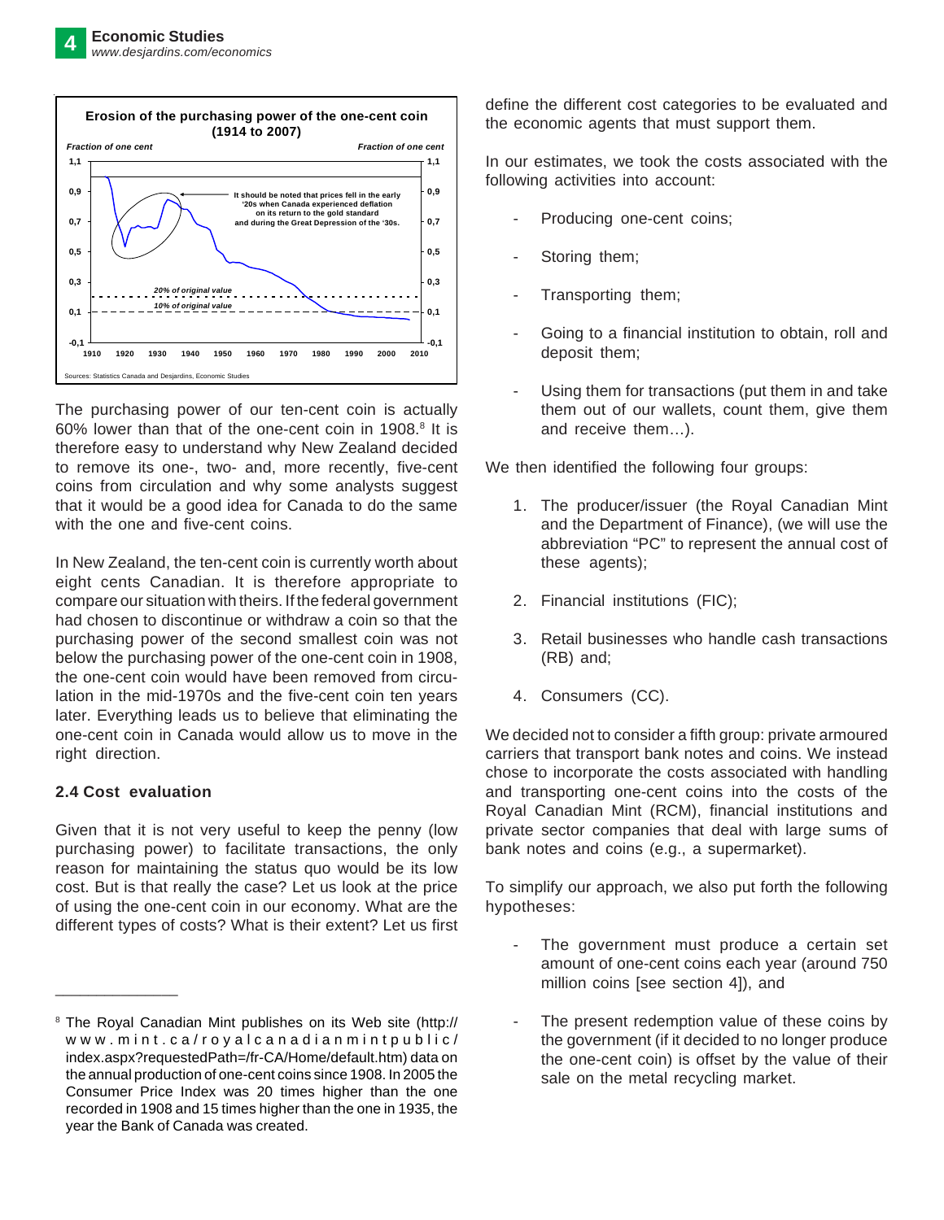**Erosion of the purchasing power of the one-cent coin (1914 to 2007)**

*Fraction of one cent*

It should be noted that prices fell in the early '20s when Canada experienced deflation on its return to the gold standard and during the Great Depression of the '30s.

*20% of original value*

*10% of original value*

Sources: Statistics Canada and Desjardins, Economic Studies

The purchasing power of our ten-cent coin is actually 60% lower than that of the one-cent coin in 1908.[8] It is therefore easy to understand why New Zealand decided to remove its one-, two- and, more recently, five-cent coins from circulation and why some analysts suggest that it would be a good idea for Canada to do the same with the one and five-cent coins.

In New Zealand, the ten-cent coin is currently worth about eight cents Canadian. It is therefore appropriate to compare our situation with theirs. If the federal government had chosen to discontinue or withdraw a coin so that the purchasing power of the second smallest coin was not below the purchasing power of the one-cent coin in 1908, the one-cent coin would have been removed from circulation in the mid-1970s and the five-cent coin ten years later. Everything leads us to believe that eliminating the one-cent coin in Canada would allow us to move in the right direction.

### 2.4 Cost evaluation

Given that it is not very useful to keep the penny (low purchasing power) to facilitate transactions, the only reason for maintaining the status quo would be its low cost. But is that really the case? Let us look at the price of using the one-cent coin in our economy. What are the different types of costs? What is their extent? Let us first define the different cost categories to be evaluated and the economic agents that must support them.

In our estimates, we took the costs associated with the following activities into account:

- Producing one-cent coins;
- Storing them;
- Transporting them;
- Going to a financial institution to obtain, roll and deposit them;
- Using them for transactions (put them in and take them out of our wallets, count them, give them and receive them…).

We then identified the following four groups:

1. The producer/issuer (the Royal Canadian Mint and the Department of Finance), (we will use the abbreviation "PC" to represent the annual cost of these agents);
2. Financial institutions (FIC);
3. Retail businesses who handle cash transactions (RB) and;
4. Consumers (CC).

We decided not to consider a fifth group: private armoured carriers that transport bank notes and coins. We instead chose to incorporate the costs associated with handling and transporting one-cent coins into the costs of the Royal Canadian Mint (RCM), financial institutions and private sector companies that deal with large sums of bank notes and coins (e.g., a supermarket).

To simplify our approach, we also put forth the following hypotheses:

- The government must produce a certain set amount of one-cent coins each year (around 750 million coins [see section 4]), and
- The present redemption value of these coins by the government (if it decided to no longer produce the one-cent coin) is offset by the value of their sale on the metal recycling market.

---

[8] The Royal Canadian Mint publishes on its Web site (http://www.mint.ca/royalcanadianmintpublic/index.aspx?requestedPath=/fr-CA/Home/default.htm) data on the annual production of one-cent coins since 1908. In 2005 the Consumer Price Index was 20 times higher than the one recorded in 1908 and 15 times higher than the one in 1935, the year the Bank of Canada was created.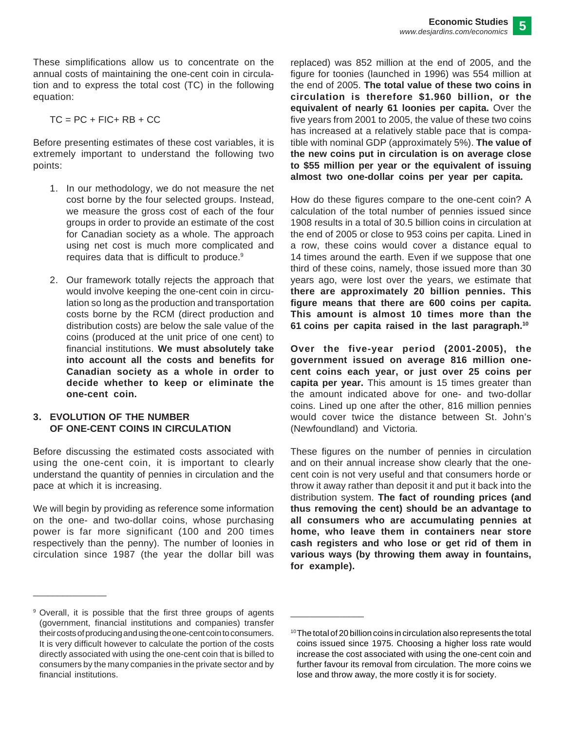These simplifications allow us to concentrate on the annual costs of maintaining the one-cent coin in circulation and to express the total cost (TC) in the following equation:

$$TC = PC + FIC + RB + CC$$

Before presenting estimates of these cost variables, it is extremely important to understand the following two points:

1. In our methodology, we do not measure the net cost borne by the four selected groups. Instead, we measure the gross cost of each of the four groups in order to provide an estimate of the cost for Canadian society as a whole. The approach using net cost is much more complicated and requires data that is difficult to produce.[9]

2. Our framework totally rejects the approach that would involve keeping the one-cent coin in circulation so long as the production and transportation costs borne by the RCM (direct production and distribution costs) are below the sale value of the coins (produced at the unit price of one cent) to financial institutions. **We must absolutely take into account all the costs and benefits for Canadian society as a whole in order to decide whether to keep or eliminate the one-cent coin.**

## 3. EVOLUTION OF THE NUMBER OF ONE-CENT COINS IN CIRCULATION

Before discussing the estimated costs associated with using the one-cent coin, it is important to clearly understand the quantity of pennies in circulation and the pace at which it is increasing.

We will begin by providing as reference some information on the one- and two-dollar coins, whose purchasing power is far more significant (100 and 200 times respectively than the penny). The number of loonies in circulation since 1987 (the year the dollar bill was replaced) was 852 million at the end of 2005, and the figure for toonies (launched in 1996) was 554 million at the end of 2005. **The total value of these two coins in circulation is therefore $1.960 billion, or the equivalent of nearly 61 loonies per capita.** Over the five years from 2001 to 2005, the value of these two coins has increased at a relatively stable pace that is compatible with nominal GDP (approximately 5%). **The value of the new coins put in circulation is on average close to $55 million per year or the equivalent of issuing almost two one-dollar coins per year per capita.**

How do these figures compare to the one-cent coin? A calculation of the total number of pennies issued since 1908 results in a total of 30.5 billion coins in circulation at the end of 2005 or close to 953 coins per capita. Lined in a row, these coins would cover a distance equal to 14 times around the earth. Even if we suppose that one third of these coins, namely, those issued more than 30 years ago, were lost over the years, we estimate that **there are approximately 20 billion pennies. This figure means that there are 600 coins per capita. This amount is almost 10 times more than the 61 coins per capita raised in the last paragraph.**[10]

**Over the five-year period (2001-2005), the government issued on average 816 million one-cent coins each year, or just over 25 coins per capita per year.** This amount is 15 times greater than the amount indicated above for one- and two-dollar coins. Lined up one after the other, 816 million pennies would cover twice the distance between St. John's (Newfoundland) and Victoria.

These figures on the number of pennies in circulation and on their annual increase show clearly that the one-cent coin is not very useful and that consumers horde or throw it away rather than deposit it and put it back into the distribution system. **The fact of rounding prices (and thus removing the cent) should be an advantage to all consumers who are accumulating pennies at home, who leave them in containers near store cash registers and who lose or get rid of them in various ways (by throwing them away in fountains, for example).**

---

[9] Overall, it is possible that the first three groups of agents (government, financial institutions and companies) transfer their costs of producing and using the one-cent coin to consumers. It is very difficult however to calculate the portion of the costs directly associated with using the one-cent coin that is billed to consumers by the many companies in the private sector and by financial institutions.

[10] The total of 20 billion coins in circulation also represents the total coins issued since 1975. Choosing a higher loss rate would increase the cost associated with using the one-cent coin and further favour its removal from circulation. The more coins we lose and throw away, the more costly it is for society.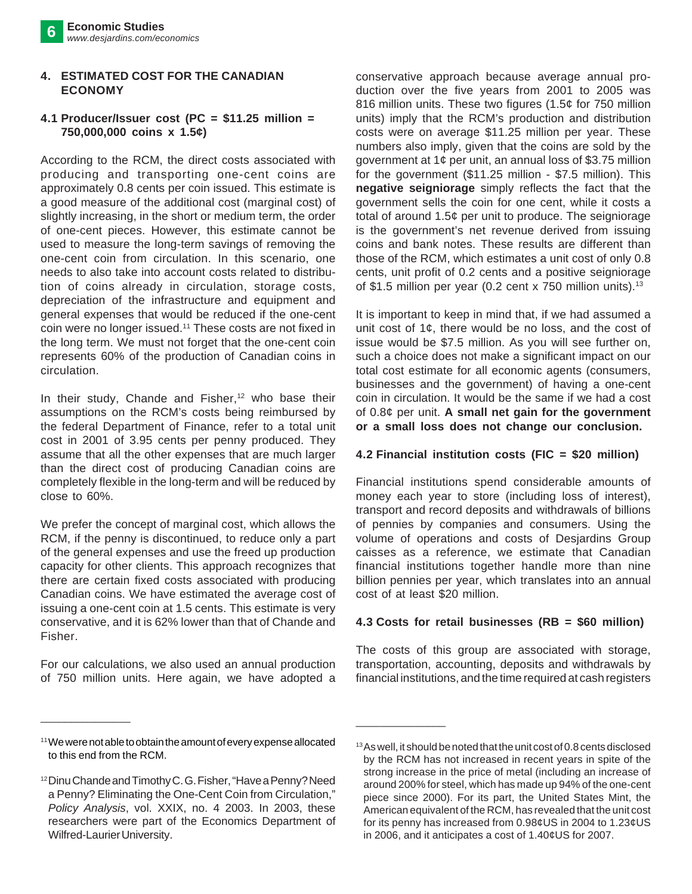## 4. ESTIMATED COST FOR THE CANADIAN ECONOMY

### 4.1 Producer/Issuer cost (PC = $11.25 million = 750,000,000 coins x 1.5¢)

According to the RCM, the direct costs associated with producing and transporting one-cent coins are approximately 0.8 cents per coin issued. This estimate is a good measure of the additional cost (marginal cost) of slightly increasing, in the short or medium term, the order of one-cent pieces. However, this estimate cannot be used to measure the long-term savings of removing the one-cent coin from circulation. In this scenario, one needs to also take into account costs related to distribution of coins already in circulation, storage costs, depreciation of the infrastructure and equipment and general expenses that would be reduced if the one-cent coin were no longer issued.[11] These costs are not fixed in the long term. We must not forget that the one-cent coin represents 60% of the production of Canadian coins in circulation.

In their study, Chande and Fisher,[12] who base their assumptions on the RCM's costs being reimbursed by the federal Department of Finance, refer to a total unit cost in 2001 of 3.95 cents per penny produced. They assume that all the other expenses that are much larger than the direct cost of producing Canadian coins are completely flexible in the long-term and will be reduced by close to 60%.

We prefer the concept of marginal cost, which allows the RCM, if the penny is discontinued, to reduce only a part of the general expenses and use the freed up production capacity for other clients. This approach recognizes that there are certain fixed costs associated with producing Canadian coins. We have estimated the average cost of issuing a one-cent coin at 1.5 cents. This estimate is very conservative, and it is 62% lower than that of Chande and Fisher.

For our calculations, we also used an annual production of 750 million units. Here again, we have adopted a conservative approach because average annual production over the five years from 2001 to 2005 was 816 million units. These two figures (1.5¢ for 750 million units) imply that the RCM's production and distribution costs were on average $11.25 million per year. These numbers also imply, given that the coins are sold by the government at 1¢ per unit, an annual loss of $3.75 million for the government ($11.25 million - $7.5 million). This **negative seigniorage** simply reflects the fact that the government sells the coin for one cent, while it costs a total of around 1.5¢ per unit to produce. The seigniorage is the government's net revenue derived from issuing coins and bank notes. These results are different than those of the RCM, which estimates a unit cost of only 0.8 cents, unit profit of 0.2 cents and a positive seigniorage of $1.5 million per year (0.2 cent x 750 million units).[13]

It is important to keep in mind that, if we had assumed a unit cost of 1¢, there would be no loss, and the cost of issue would be $7.5 million. As you will see further on, such a choice does not make a significant impact on our total cost estimate for all economic agents (consumers, businesses and the government) of having a one-cent coin in circulation. It would be the same if we had a cost of 0.8¢ per unit. **A small net gain for the government or a small loss does not change our conclusion.**

### 4.2 Financial institution costs (FIC = $20 million)

Financial institutions spend considerable amounts of money each year to store (including loss of interest), transport and record deposits and withdrawals of billions of pennies by companies and consumers. Using the volume of operations and costs of Desjardins Group caisses as a reference, we estimate that Canadian financial institutions together handle more than nine billion pennies per year, which translates into an annual cost of at least $20 million.

### 4.3 Costs for retail businesses (RB = $60 million)

The costs of this group are associated with storage, transportation, accounting, deposits and withdrawals by financial institutions, and the time required at cash registers

---

[11] We were not able to obtain the amount of every expense allocated to this end from the RCM.

[12] Dinu Chande and Timothy C. G. Fisher, "Have a Penny? Need a Penny? Eliminating the One-Cent Coin from Circulation," *Policy Analysis*, vol. XXIX, no. 4 2003. In 2003, these researchers were part of the Economics Department of Wilfred-Laurier University.

[13] As well, it should be noted that the unit cost of 0.8 cents disclosed by the RCM has not increased in recent years in spite of the strong increase in the price of metal (including an increase of around 200% for steel, which has made up 94% of the one-cent piece since 2000). For its part, the United States Mint, the American equivalent of the RCM, has revealed that the unit cost for its penny has increased from 0.98¢US in 2004 to 1.23¢US in 2006, and it anticipates a cost of 1.40¢US for 2007.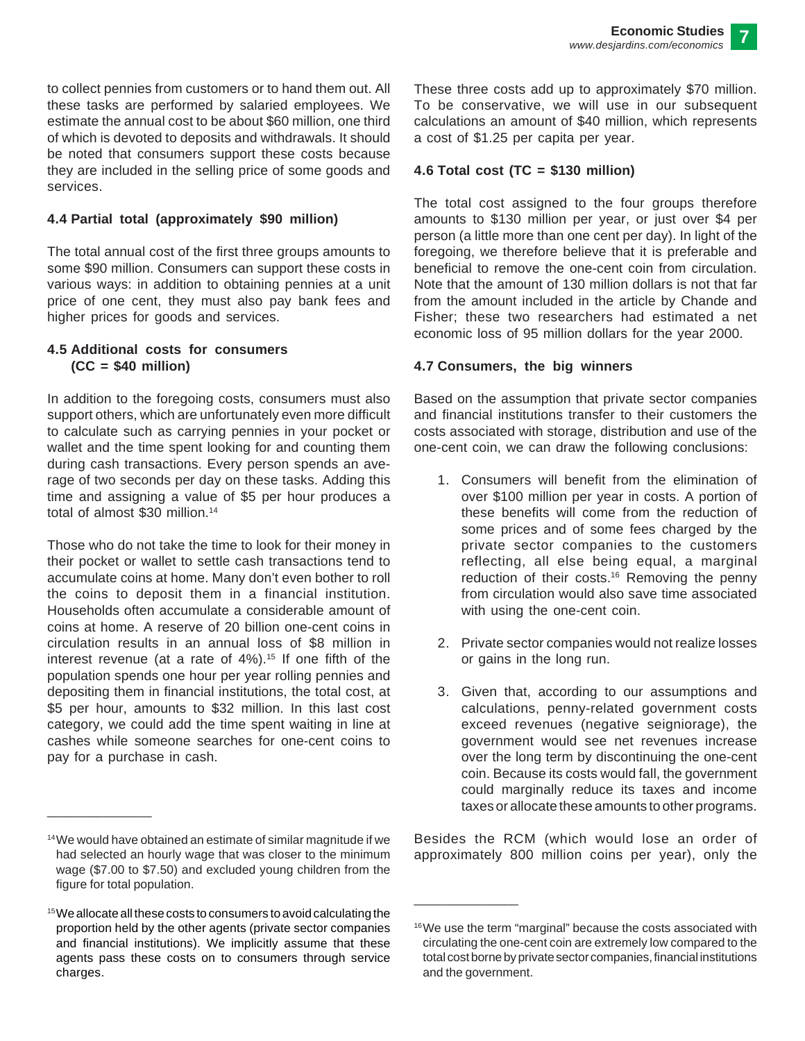to collect pennies from customers or to hand them out. All these tasks are performed by salaried employees. We estimate the annual cost to be about $60 million, one third of which is devoted to deposits and withdrawals. It should be noted that consumers support these costs because they are included in the selling price of some goods and services.

### 4.4 Partial total (approximately $90 million)

The total annual cost of the first three groups amounts to some $90 million. Consumers can support these costs in various ways: in addition to obtaining pennies at a unit price of one cent, they must also pay bank fees and higher prices for goods and services.

### 4.5 Additional costs for consumers (CC = $40 million)

In addition to the foregoing costs, consumers must also support others, which are unfortunately even more difficult to calculate such as carrying pennies in your pocket or wallet and the time spent looking for and counting them during cash transactions. Every person spends an average of two seconds per day on these tasks. Adding this time and assigning a value of $5 per hour produces a total of almost $30 million.[14]

Those who do not take the time to look for their money in their pocket or wallet to settle cash transactions tend to accumulate coins at home. Many don't even bother to roll the coins to deposit them in a financial institution. Households often accumulate a considerable amount of coins at home. A reserve of 20 billion one-cent coins in circulation results in an annual loss of $8 million in interest revenue (at a rate of 4%).[15] If one fifth of the population spends one hour per year rolling pennies and depositing them in financial institutions, the total cost, at $5 per hour, amounts to $32 million. In this last cost category, we could add the time spent waiting in line at cashes while someone searches for one-cent coins to pay for a purchase in cash.

These three costs add up to approximately $70 million. To be conservative, we will use in our subsequent calculations an amount of $40 million, which represents a cost of $1.25 per capita per year.

### 4.6 Total cost (TC = $130 million)

The total cost assigned to the four groups therefore amounts to $130 million per year, or just over $4 per person (a little more than one cent per day). In light of the foregoing, we therefore believe that it is preferable and beneficial to remove the one-cent coin from circulation. Note that the amount of 130 million dollars is not that far from the amount included in the article by Chande and Fisher; these two researchers had estimated a net economic loss of 95 million dollars for the year 2000.

### 4.7 Consumers, the big winners

Based on the assumption that private sector companies and financial institutions transfer to their customers the costs associated with storage, distribution and use of the one-cent coin, we can draw the following conclusions:

1. Consumers will benefit from the elimination of over $100 million per year in costs. A portion of these benefits will come from the reduction of some prices and of some fees charged by the private sector companies to the customers reflecting, all else being equal, a marginal reduction of their costs.[16] Removing the penny from circulation would also save time associated with using the one-cent coin.
2. Private sector companies would not realize losses or gains in the long run.
3. Given that, according to our assumptions and calculations, penny-related government costs exceed revenues (negative seigniorage), the government would see net revenues increase over the long term by discontinuing the one-cent coin. Because its costs would fall, the government could marginally reduce its taxes and income taxes or allocate these amounts to other programs.

Besides the RCM (which would lose an order of approximately 800 million coins per year), only the

---

[14] We would have obtained an estimate of similar magnitude if we had selected an hourly wage that was closer to the minimum wage ($7.00 to $7.50) and excluded young children from the figure for total population.

[15] We allocate all these costs to consumers to avoid calculating the proportion held by the other agents (private sector companies and financial institutions). We implicitly assume that these agents pass these costs on to consumers through service charges.

[16] We use the term "marginal" because the costs associated with circulating the one-cent coin are extremely low compared to the total cost borne by private sector companies, financial institutions and the government.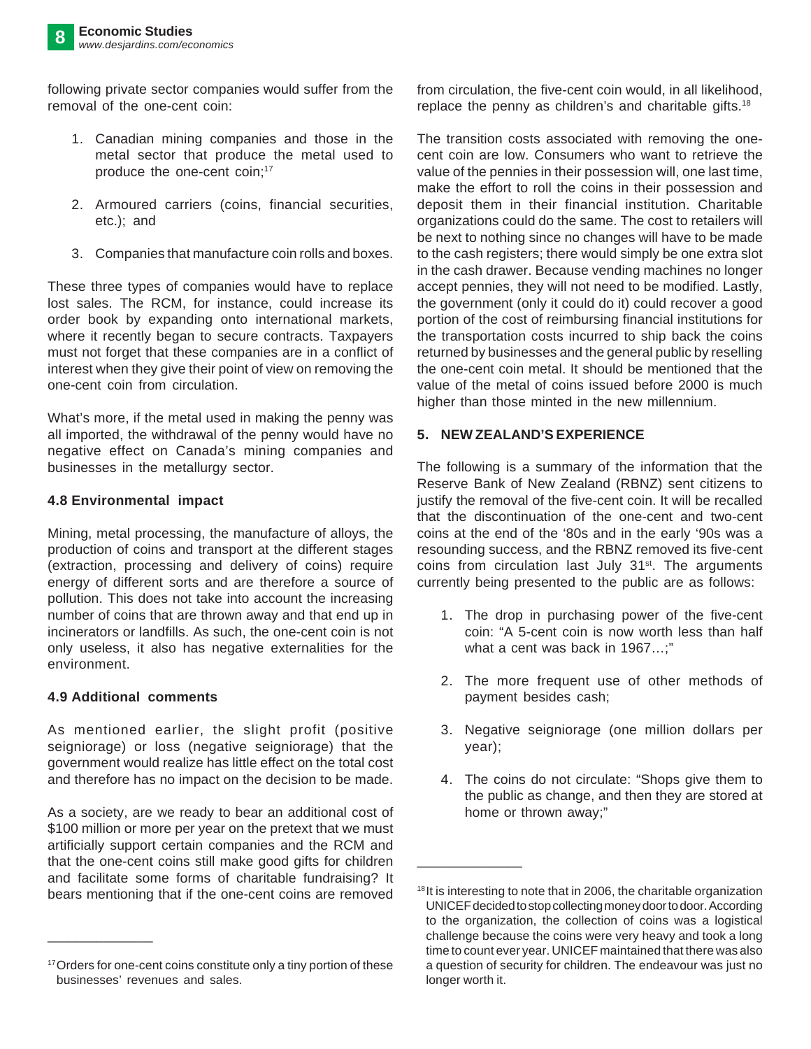following private sector companies would suffer from the removal of the one-cent coin:

1. Canadian mining companies and those in the metal sector that produce the metal used to produce the one-cent coin;[17]

2. Armoured carriers (coins, financial securities, etc.); and

3. Companies that manufacture coin rolls and boxes.

These three types of companies would have to replace lost sales. The RCM, for instance, could increase its order book by expanding onto international markets, where it recently began to secure contracts. Taxpayers must not forget that these companies are in a conflict of interest when they give their point of view on removing the one-cent coin from circulation.

What's more, if the metal used in making the penny was all imported, the withdrawal of the penny would have no negative effect on Canada's mining companies and businesses in the metallurgy sector.

### 4.8 Environmental impact

Mining, metal processing, the manufacture of alloys, the production of coins and transport at the different stages (extraction, processing and delivery of coins) require energy of different sorts and are therefore a source of pollution. This does not take into account the increasing number of coins that are thrown away and that end up in incinerators or landfills. As such, the one-cent coin is not only useless, it also has negative externalities for the environment.

### 4.9 Additional comments

As mentioned earlier, the slight profit (positive seigniorage) or loss (negative seigniorage) that the government would realize has little effect on the total cost and therefore has no impact on the decision to be made.

As a society, are we ready to bear an additional cost of $100 million or more per year on the pretext that we must artificially support certain companies and the RCM and that the one-cent coins still make good gifts for children and facilitate some forms of charitable fundraising? It bears mentioning that if the one-cent coins are removed from circulation, the five-cent coin would, in all likelihood, replace the penny as children's and charitable gifts.[18]

The transition costs associated with removing the one-cent coin are low. Consumers who want to retrieve the value of the pennies in their possession will, one last time, make the effort to roll the coins in their possession and deposit them in their financial institution. Charitable organizations could do the same. The cost to retailers will be next to nothing since no changes will have to be made to the cash registers; there would simply be one extra slot in the cash drawer. Because vending machines no longer accept pennies, they will not need to be modified. Lastly, the government (only it could do it) could recover a good portion of the cost of reimbursing financial institutions for the transportation costs incurred to ship back the coins returned by businesses and the general public by reselling the one-cent coin metal. It should be mentioned that the value of the metal of coins issued before 2000 is much higher than those minted in the new millennium.

## 5. NEW ZEALAND'S EXPERIENCE

The following is a summary of the information that the Reserve Bank of New Zealand (RBNZ) sent citizens to justify the removal of the five-cent coin. It will be recalled that the discontinuation of the one-cent and two-cent coins at the end of the '80s and in the early '90s was a resounding success, and the RBNZ removed its five-cent coins from circulation last July 31st. The arguments currently being presented to the public are as follows:

1. The drop in purchasing power of the five-cent coin: "A 5-cent coin is now worth less than half what a cent was back in 1967…;"

2. The more frequent use of other methods of payment besides cash;

3. Negative seigniorage (one million dollars per year);

4. The coins do not circulate: "Shops give them to the public as change, and then they are stored at home or thrown away;"

---

[17] Orders for one-cent coins constitute only a tiny portion of these businesses' revenues and sales.

[18] It is interesting to note that in 2006, the charitable organization UNICEF decided to stop collecting money door to door. According to the organization, the collection of coins was a logistical challenge because the coins were very heavy and took a long time to count ever year. UNICEF maintained that there was also a question of security for children. The endeavour was just no longer worth it.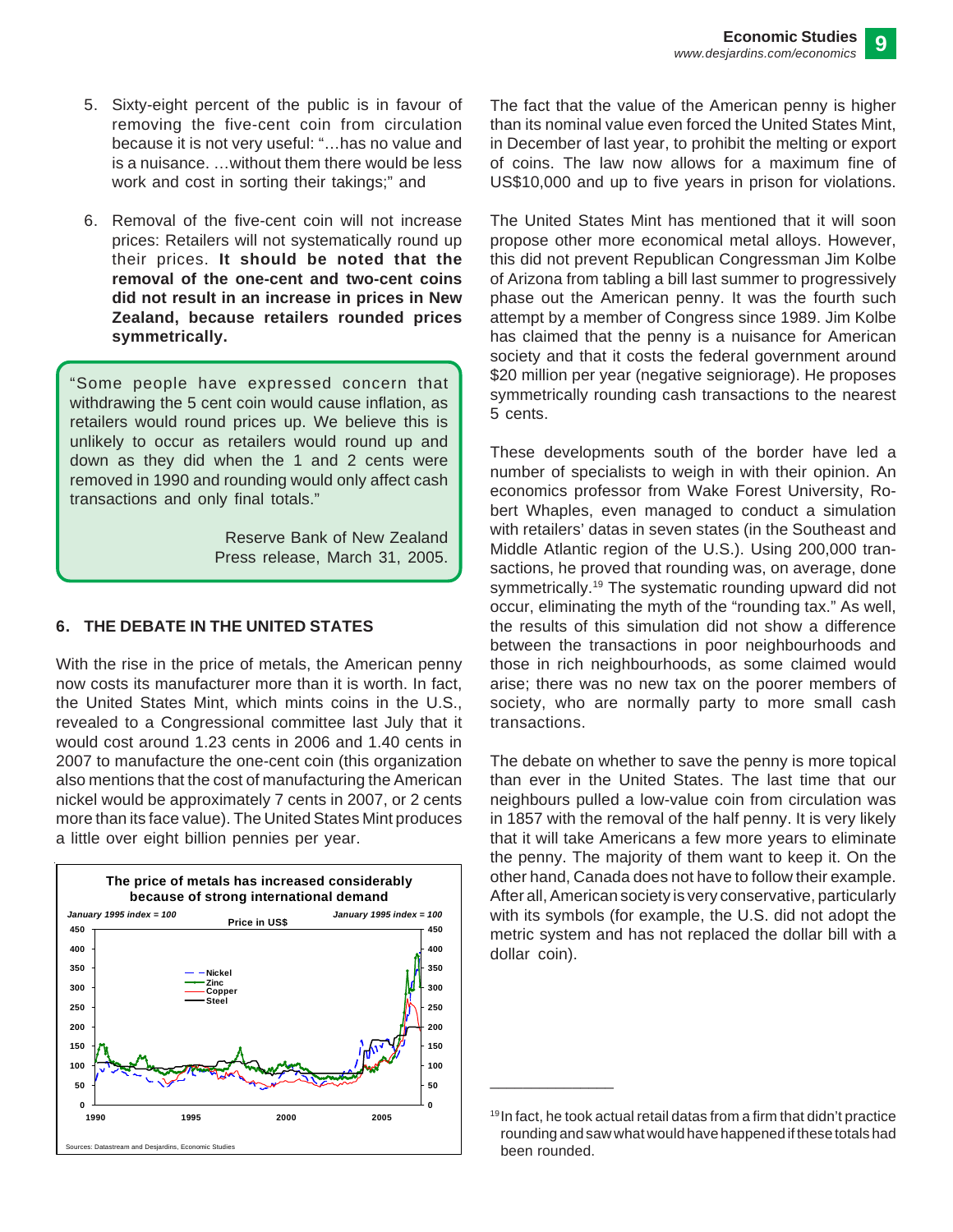5. Sixty-eight percent of the public is in favour of removing the five-cent coin from circulation because it is not very useful: "…has no value and is a nuisance. …without them there would be less work and cost in sorting their takings;" and

6. Removal of the five-cent coin will not increase prices: Retailers will not systematically round up their prices. **It should be noted that the removal of the one-cent and two-cent coins did not result in an increase in prices in New Zealand, because retailers rounded prices symmetrically.**

> "Some people have expressed concern that withdrawing the 5 cent coin would cause inflation, as retailers would round prices up. We believe this is unlikely to occur as retailers would round up and down as they did when the 1 and 2 cents were removed in 1990 and rounding would only affect cash transactions and only final totals."
>
> Reserve Bank of New Zealand
> Press release, March 31, 2005.

## 6. THE DEBATE IN THE UNITED STATES

With the rise in the price of metals, the American penny now costs its manufacturer more than it is worth. In fact, the United States Mint, which mints coins in the U.S., revealed to a Congressional committee last July that it would cost around 1.23 cents in 2006 and 1.40 cents in 2007 to manufacture the one-cent coin (this organization also mentions that the cost of manufacturing the American nickel would be approximately 7 cents in 2007, or 2 cents more than its face value). The United States Mint produces a little over eight billion pennies per year.

**The price of metals has increased considerably because of strong international demand**

*January 1995 index = 100* — Price in US$ — *January 1995 index = 100*

Nickel, Zinc, Copper, Steel

Sources: Datastream and Desjardins, Economic Studies

The fact that the value of the American penny is higher than its nominal value even forced the United States Mint, in December of last year, to prohibit the melting or export of coins. The law now allows for a maximum fine of US$10,000 and up to five years in prison for violations.

The United States Mint has mentioned that it will soon propose other more economical metal alloys. However, this did not prevent Republican Congressman Jim Kolbe of Arizona from tabling a bill last summer to progressively phase out the American penny. It was the fourth such attempt by a member of Congress since 1989. Jim Kolbe has claimed that the penny is a nuisance for American society and that it costs the federal government around $20 million per year (negative seigniorage). He proposes symmetrically rounding cash transactions to the nearest 5 cents.

These developments south of the border have led a number of specialists to weigh in with their opinion. An economics professor from Wake Forest University, Robert Whaples, even managed to conduct a simulation with retailers' datas in seven states (in the Southeast and Middle Atlantic region of the U.S.). Using 200,000 transactions, he proved that rounding was, on average, done symmetrically.[19] The systematic rounding upward did not occur, eliminating the myth of the "rounding tax." As well, the results of this simulation did not show a difference between the transactions in poor neighbourhoods and those in rich neighbourhoods, as some claimed would arise; there was no new tax on the poorer members of society, who are normally party to more small cash transactions.

The debate on whether to save the penny is more topical than ever in the United States. The last time that our neighbours pulled a low-value coin from circulation was in 1857 with the removal of the half penny. It is very likely that it will take Americans a few more years to eliminate the penny. The majority of them want to keep it. On the other hand, Canada does not have to follow their example. After all, American society is very conservative, particularly with its symbols (for example, the U.S. did not adopt the metric system and has not replaced the dollar bill with a dollar coin).

---

[19] In fact, he took actual retail datas from a firm that didn't practice rounding and saw what would have happened if these totals had been rounded.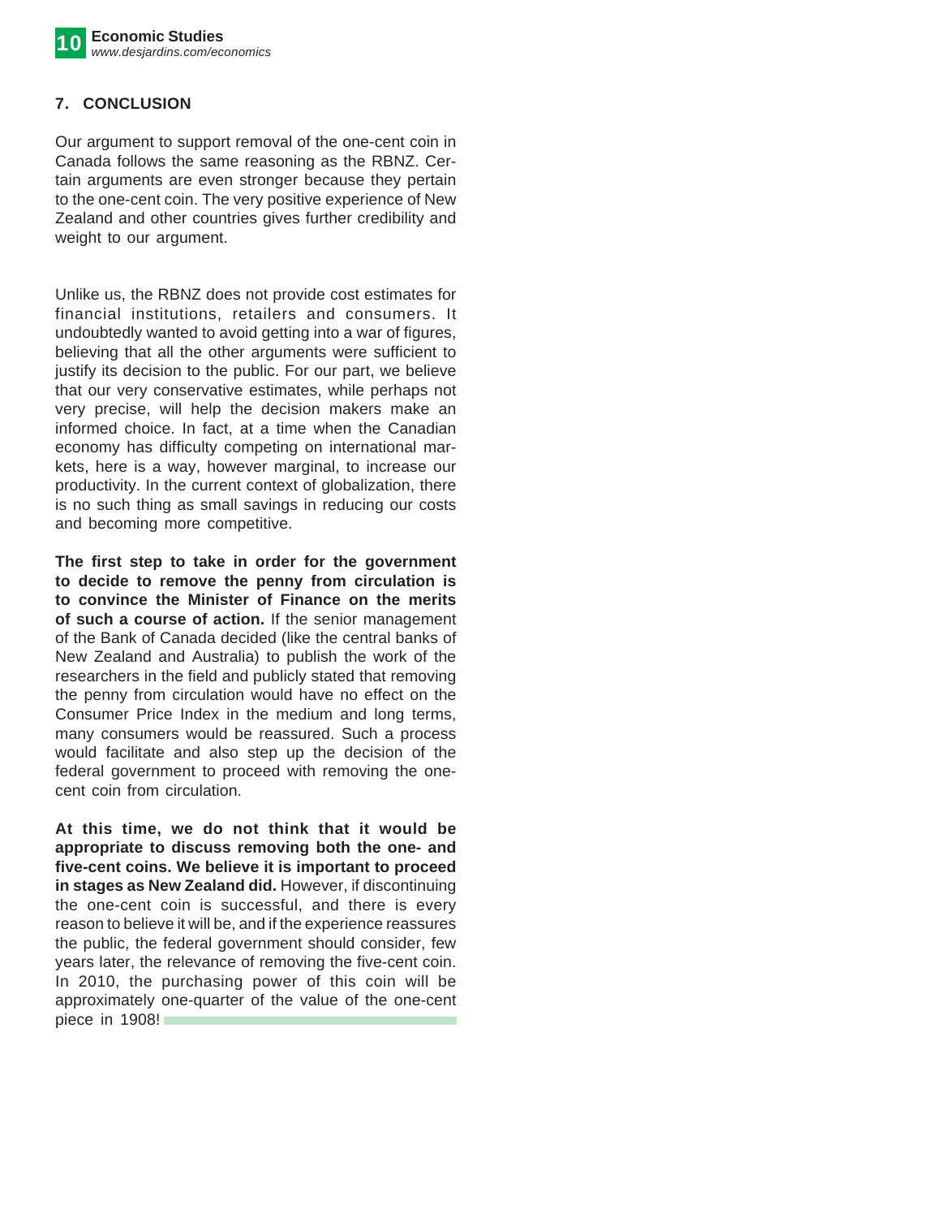## 7. CONCLUSION

Our argument to support removal of the one-cent coin in Canada follows the same reasoning as the RBNZ. Certain arguments are even stronger because they pertain to the one-cent coin. The very positive experience of New Zealand and other countries gives further credibility and weight to our argument.

Unlike us, the RBNZ does not provide cost estimates for financial institutions, retailers and consumers. It undoubtedly wanted to avoid getting into a war of figures, believing that all the other arguments were sufficient to justify its decision to the public. For our part, we believe that our very conservative estimates, while perhaps not very precise, will help the decision makers make an informed choice. In fact, at a time when the Canadian economy has difficulty competing on international markets, here is a way, however marginal, to increase our productivity. In the current context of globalization, there is no such thing as small savings in reducing our costs and becoming more competitive.

**The first step to take in order for the government to decide to remove the penny from circulation is to convince the Minister of Finance on the merits of such a course of action.** If the senior management of the Bank of Canada decided (like the central banks of New Zealand and Australia) to publish the work of the researchers in the field and publicly stated that removing the penny from circulation would have no effect on the Consumer Price Index in the medium and long terms, many consumers would be reassured. Such a process would facilitate and also step up the decision of the federal government to proceed with removing the one-cent coin from circulation.

**At this time, we do not think that it would be appropriate to discuss removing both the one- and five-cent coins. We believe it is important to proceed in stages as New Zealand did.** However, if discontinuing the one-cent coin is successful, and there is every reason to believe it will be, and if the experience reassures the public, the federal government should consider, few years later, the relevance of removing the five-cent coin. In 2010, the purchasing power of this coin will be approximately one-quarter of the value of the one-cent piece in 1908!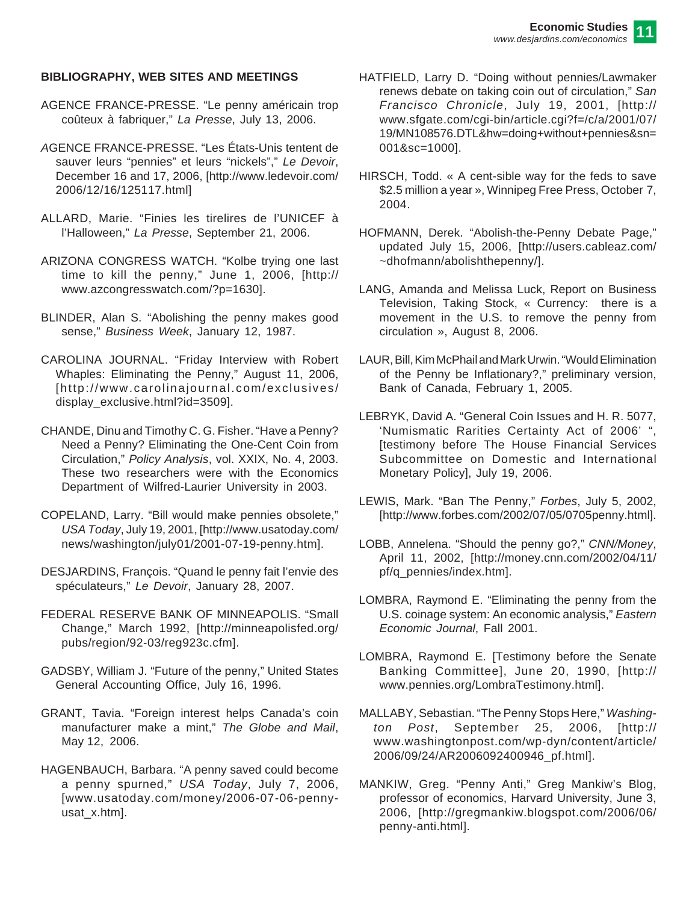**BIBLIOGRAPHY, WEB SITES AND MEETINGS**

AGENCE FRANCE-PRESSE. "Le penny américain trop coûteux à fabriquer," *La Presse*, July 13, 2006.

AGENCE FRANCE-PRESSE. "Les États-Unis tentent de sauver leurs "pennies" et leurs "nickels"," *Le Devoir*, December 16 and 17, 2006, [http://www.ledevoir.com/2006/12/16/125117.html]

ALLARD, Marie. "Finies les tirelires de l'UNICEF à l'Halloween," *La Presse*, September 21, 2006.

ARIZONA CONGRESS WATCH. "Kolbe trying one last time to kill the penny," June 1, 2006, [http://www.azcongresswatch.com/?p=1630].

BLINDER, Alan S. "Abolishing the penny makes good sense," *Business Week*, January 12, 1987.

CAROLINA JOURNAL. "Friday Interview with Robert Whaples: Eliminating the Penny," August 11, 2006, [http://www.carolinajournal.com/exclusives/display_exclusive.html?id=3509].

CHANDE, Dinu and Timothy C. G. Fisher. "Have a Penny? Need a Penny? Eliminating the One-Cent Coin from Circulation," *Policy Analysis*, vol. XXIX, No. 4, 2003. These two researchers were with the Economics Department of Wilfred-Laurier University in 2003.

COPELAND, Larry. "Bill would make pennies obsolete," *USA Today*, July 19, 2001, [http://www.usatoday.com/news/washington/july01/2001-07-19-penny.htm].

DESJARDINS, François. "Quand le penny fait l'envie des spéculateurs," *Le Devoir*, January 28, 2007.

FEDERAL RESERVE BANK OF MINNEAPOLIS. "Small Change," March 1992, [http://minneapolisfed.org/pubs/region/92-03/reg923c.cfm].

GADSBY, William J. "Future of the penny," United States General Accounting Office, July 16, 1996.

GRANT, Tavia. "Foreign interest helps Canada's coin manufacturer make a mint," *The Globe and Mail*, May 12, 2006.

HAGENBAUCH, Barbara. "A penny saved could become a penny spurned," *USA Today*, July 7, 2006, [www.usatoday.com/money/2006-07-06-penny-usat_x.htm].

HATFIELD, Larry D. "Doing without pennies/Lawmaker renews debate on taking coin out of circulation," *San Francisco Chronicle*, July 19, 2001, [http://www.sfgate.com/cgi-bin/article.cgi?f=/c/a/2001/07/19/MN108576.DTL&hw=doing+without+pennies&sn=001&sc=1000].

HIRSCH, Todd. « A cent-sible way for the feds to save $2.5 million a year », Winnipeg Free Press, October 7, 2004.

HOFMANN, Derek. "Abolish-the-Penny Debate Page," updated July 15, 2006, [http://users.cableaz.com/~dhofmann/abolishthepenny/].

LANG, Amanda and Melissa Luck, Report on Business Television, Taking Stock, « Currency: there is a movement in the U.S. to remove the penny from circulation », August 8, 2006.

LAUR, Bill, Kim McPhail and Mark Urwin. "Would Elimination of the Penny be Inflationary?," preliminary version, Bank of Canada, February 1, 2005.

LEBRYK, David A. "General Coin Issues and H. R. 5077, 'Numismatic Rarities Certainty Act of 2006' ", [testimony before The House Financial Services Subcommittee on Domestic and International Monetary Policy], July 19, 2006.

LEWIS, Mark. "Ban The Penny," *Forbes*, July 5, 2002, [http://www.forbes.com/2002/07/05/0705penny.html].

LOBB, Annelena. "Should the penny go?," *CNN/Money*, April 11, 2002, [http://money.cnn.com/2002/04/11/pf/q_pennies/index.htm].

LOMBRA, Raymond E. "Eliminating the penny from the U.S. coinage system: An economic analysis," *Eastern Economic Journal*, Fall 2001.

LOMBRA, Raymond E. [Testimony before the Senate Banking Committee], June 20, 1990, [http://www.pennies.org/LombraTestimony.html].

MALLABY, Sebastian. "The Penny Stops Here," *Washington Post*, September 25, 2006, [http://www.washingtonpost.com/wp-dyn/content/article/2006/09/24/AR2006092400946_pf.html].

MANKIW, Greg. "Penny Anti," Greg Mankiw's Blog, professor of economics, Harvard University, June 3, 2006, [http://gregmankiw.blogspot.com/2006/06/penny-anti.html].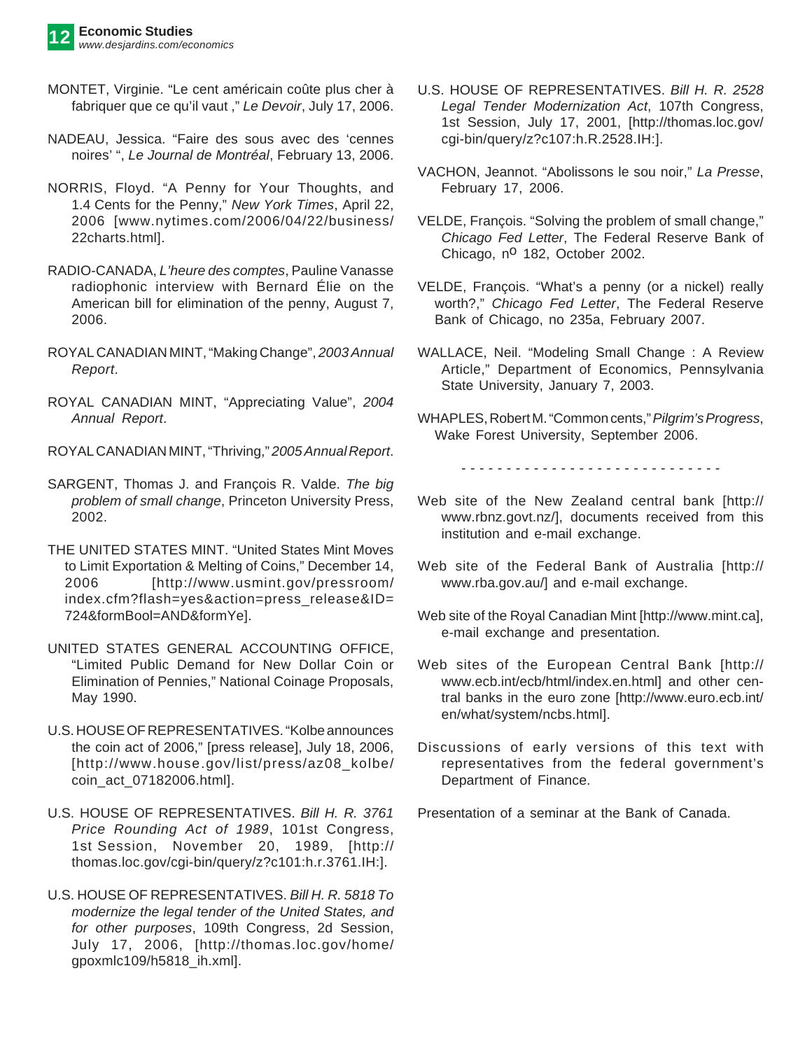MONTET, Virginie. "Le cent américain coûte plus cher à fabriquer que ce qu'il vaut ," *Le Devoir*, July 17, 2006.

NADEAU, Jessica. "Faire des sous avec des 'cennes noires' ", *Le Journal de Montréal*, February 13, 2006.

NORRIS, Floyd. "A Penny for Your Thoughts, and 1.4 Cents for the Penny," *New York Times*, April 22, 2006 [www.nytimes.com/2006/04/22/business/22charts.html].

RADIO-CANADA, *L'heure des comptes*, Pauline Vanasse radiophonic interview with Bernard Élie on the American bill for elimination of the penny, August 7, 2006.

ROYAL CANADIAN MINT, "Making Change", *2003 Annual Report*.

ROYAL CANADIAN MINT, "Appreciating Value", *2004 Annual Report*.

ROYAL CANADIAN MINT, "Thriving," *2005 Annual Report*.

SARGENT, Thomas J. and François R. Valde. *The big problem of small change*, Princeton University Press, 2002.

THE UNITED STATES MINT. "United States Mint Moves to Limit Exportation & Melting of Coins," December 14, 2006 [http://www.usmint.gov/pressroom/index.cfm?flash=yes&action=press_release&ID=724&formBool=AND&formYe].

UNITED STATES GENERAL ACCOUNTING OFFICE, "Limited Public Demand for New Dollar Coin or Elimination of Pennies," National Coinage Proposals, May 1990.

U.S. HOUSE OF REPRESENTATIVES. "Kolbe announces the coin act of 2006," [press release], July 18, 2006, [http://www.house.gov/list/press/az08_kolbe/coin_act_07182006.html].

U.S. HOUSE OF REPRESENTATIVES. *Bill H. R. 3761 Price Rounding Act of 1989*, 101st Congress, 1st Session, November 20, 1989, [http://thomas.loc.gov/cgi-bin/query/z?c101:h.r.3761.IH:].

U.S. HOUSE OF REPRESENTATIVES. *Bill H. R. 5818 To modernize the legal tender of the United States, and for other purposes*, 109th Congress, 2d Session, July 17, 2006, [http://thomas.loc.gov/home/gpoxmlc109/h5818_ih.xml].

U.S. HOUSE OF REPRESENTATIVES. *Bill H. R. 2528 Legal Tender Modernization Act*, 107th Congress, 1st Session, July 17, 2001, [http://thomas.loc.gov/cgi-bin/query/z?c107:h.R.2528.IH:].

VACHON, Jeannot. "Abolissons le sou noir," *La Presse*, February 17, 2006.

VELDE, François. "Solving the problem of small change," *Chicago Fed Letter*, The Federal Reserve Bank of Chicago, n$^{o}$ 182, October 2002.

VELDE, François. "What's a penny (or a nickel) really worth?," *Chicago Fed Letter*, The Federal Reserve Bank of Chicago, no 235a, February 2007.

WALLACE, Neil. "Modeling Small Change : A Review Article," Department of Economics, Pennsylvania State University, January 7, 2003.

WHAPLES, Robert M. "Common cents," *Pilgrim's Progress*, Wake Forest University, September 2006.

- - - - - - - - - - - - - - - - - - - - - - - - - - - -

Web site of the New Zealand central bank [http://www.rbnz.govt.nz/], documents received from this institution and e-mail exchange.

Web site of the Federal Bank of Australia [http://www.rba.gov.au/] and e-mail exchange.

Web site of the Royal Canadian Mint [http://www.mint.ca], e-mail exchange and presentation.

Web sites of the European Central Bank [http://www.ecb.int/ecb/html/index.en.html] and other central banks in the euro zone [http://www.euro.ecb.int/en/what/system/ncbs.html].

Discussions of early versions of this text with representatives from the federal government's Department of Finance.

Presentation of a seminar at the Bank of Canada.